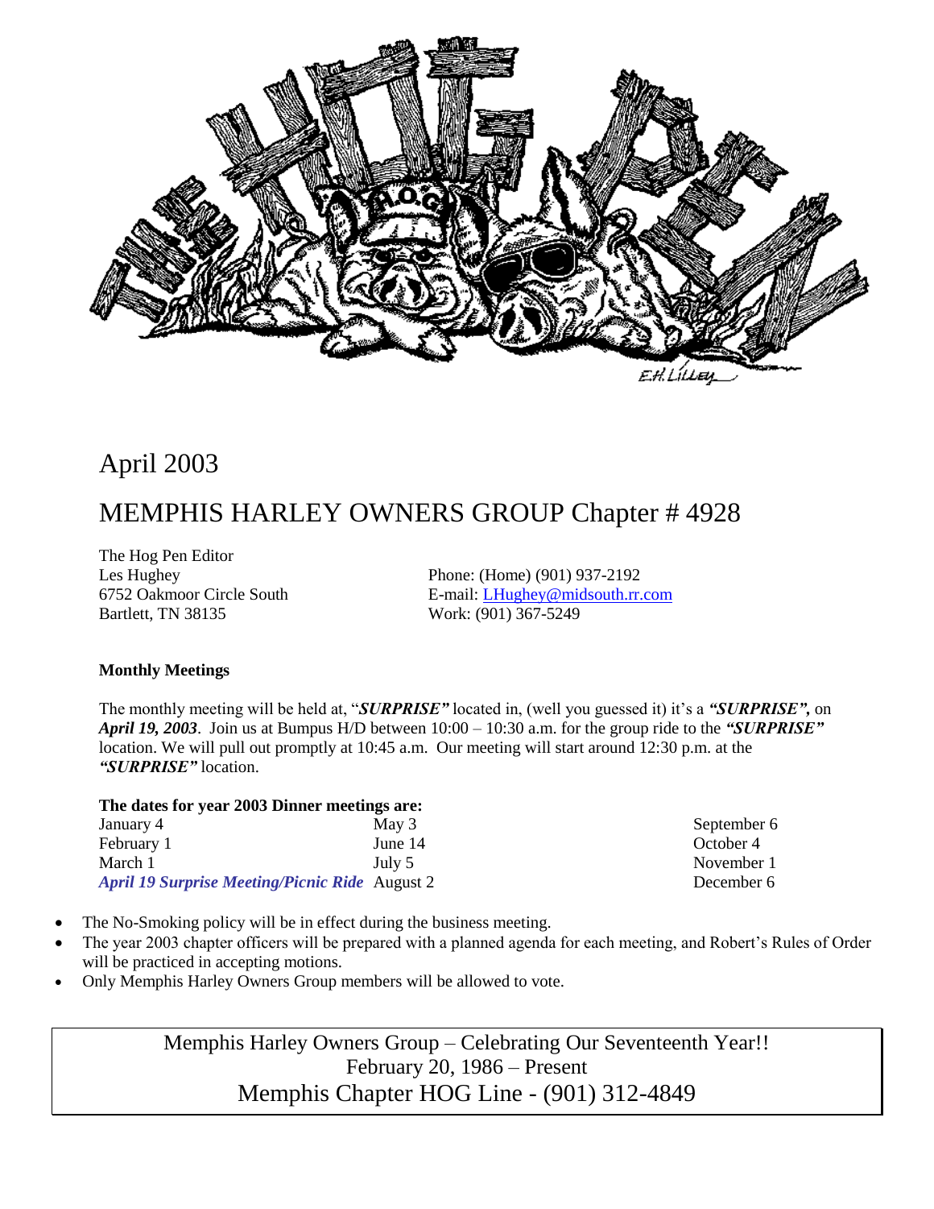April 2003

# MEMPHIS HARLEY OWNERS GROUP Chapter # 4928

The Hog Pen Editor
Les Hughey
6752 Oakmoor Circle South
Bartlett, TN 38135

Phone: (Home) (901) 937-2192
E-mail: LHughey@midsouth.rr.com
Work: (901) 367-5249

**Monthly Meetings**

The monthly meeting will be held at, "***SURPRISE"*** located in, (well you guessed it) it's a ***"SURPRISE",*** on ***April 19, 2003***. Join us at Bumpus H/D between 10:00 – 10:30 a.m. for the group ride to the ***"SURPRISE"*** location. We will pull out promptly at 10:45 a.m. Our meeting will start around 12:30 p.m. at the ***"SURPRISE"*** location.

**The dates for year 2003 Dinner meetings are:**

| | | |
|---|---|---|
| January 4 | May 3 | September 6 |
| February 1 | June 14 | October 4 |
| March 1 | July 5 | November 1 |
| ***April 19 Surprise Meeting/Picnic Ride*** | August 2 | December 6 |

- The No-Smoking policy will be in effect during the business meeting.
- The year 2003 chapter officers will be prepared with a planned agenda for each meeting, and Robert's Rules of Order will be practiced in accepting motions.
- Only Memphis Harley Owners Group members will be allowed to vote.

Memphis Harley Owners Group – Celebrating Our Seventeenth Year!!
February 20, 1986 – Present
Memphis Chapter HOG Line - (901) 312-4849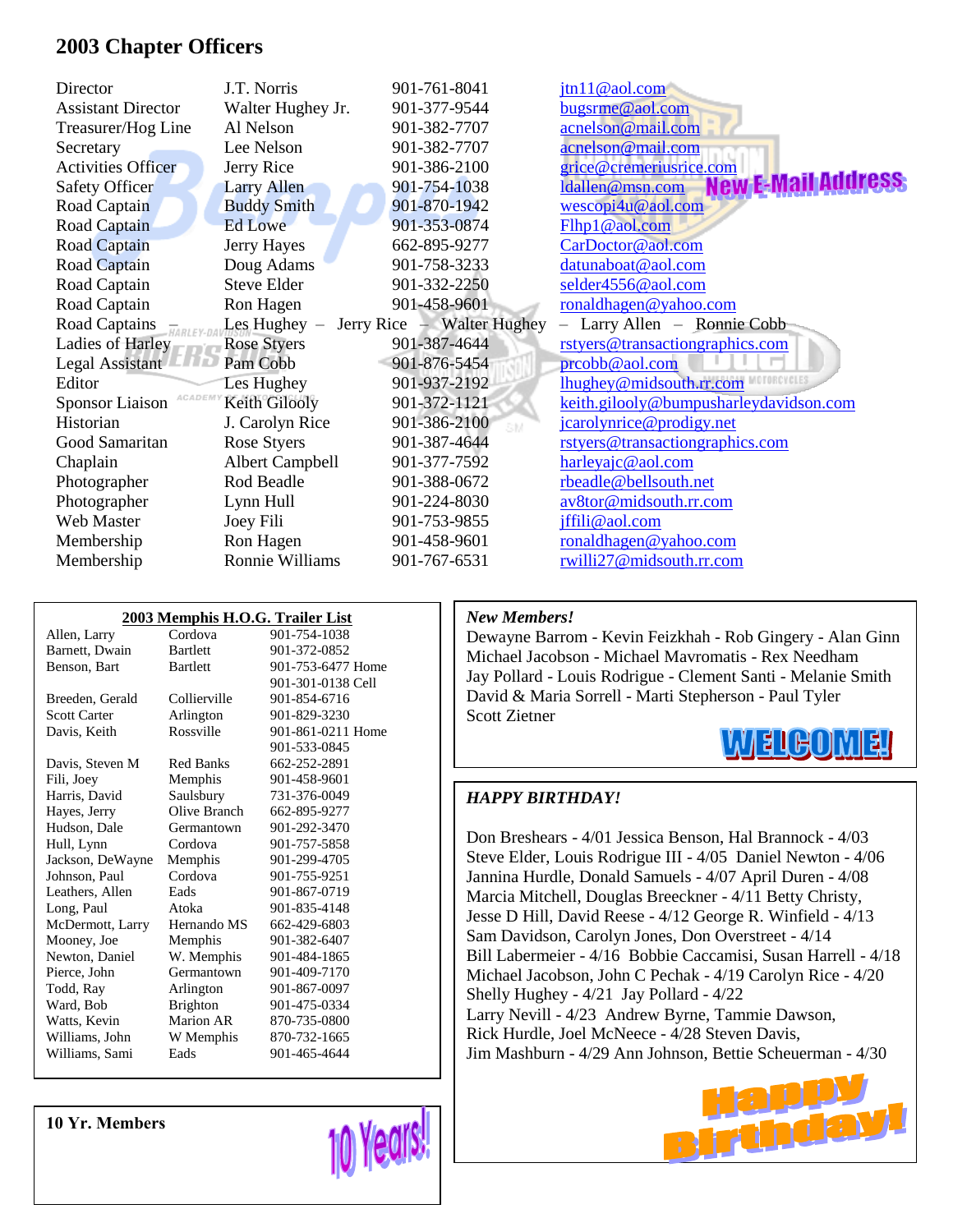# 2003 Chapter Officers

| | | | |
|---|---|---|---|
| Director | J.T. Norris | 901-761-8041 | jtn11@aol.com |
| Assistant Director | Walter Hughey Jr. | 901-377-9544 | bugsrme@aol.com |
| Treasurer/Hog Line | Al Nelson | 901-382-7707 | acnelson@mail.com |
| Secretary | Lee Nelson | 901-382-7707 | acnelson@mail.com |
| Activities Officer | Jerry Rice | 901-386-2100 | grice@cremeriusrice.com |
| Safety Officer | Larry Allen | 901-754-1038 | ldallen@msn.com **New E-Mail Address** |
| Road Captain | Buddy Smith | 901-870-1942 | wescopi4u@aol.com |
| Road Captain | Ed Lowe | 901-353-0874 | Flhp1@aol.com |
| Road Captain | Jerry Hayes | 662-895-9277 | CarDoctor@aol.com |
| Road Captain | Doug Adams | 901-758-3233 | datunaboat@aol.com |
| Road Captain | Steve Elder | 901-332-2250 | selder4556@aol.com |
| Road Captain | Ron Hagen | 901-458-9601 | ronaldhagen@yahoo.com |
| Road Captains – | Les Hughey – Jerry Rice – Walter Hughey – Larry Allen – Ronnie Cobb | | |
| Ladies of Harley | Rose Styers | 901-387-4644 | rstyers@transactiongraphics.com |
| Legal Assistant | Pam Cobb | 901-876-5454 | prcobb@aol.com |
| Editor | Les Hughey | 901-937-2192 | lhughey@midsouth.rr.com |
| Sponsor Liaison | Keith Gilooly | 901-372-1121 | keith.gilooly@bumpusharleydavidson.com |
| Historian | J. Carolyn Rice | 901-386-2100 | jcarolynrice@prodigy.net |
| Good Samaritan | Rose Styers | 901-387-4644 | rstyers@transactiongraphics.com |
| Chaplain | Albert Campbell | 901-377-7592 | harleyajc@aol.com |
| Photographer | Rod Beadle | 901-388-0672 | rbeadle@bellsouth.net |
| Photographer | Lynn Hull | 901-224-8030 | av8tor@midsouth.rr.com |
| Web Master | Joey Fili | 901-753-9855 | jffili@aol.com |
| Membership | Ron Hagen | 901-458-9601 | ronaldhagen@yahoo.com |
| Membership | Ronnie Williams | 901-767-6531 | rwilli27@midsouth.rr.com |

**2003 Memphis H.O.G. Trailer List**

| | | |
|---|---|---|
| Allen, Larry | Cordova | 901-754-1038 |
| Barnett, Dwain | Bartlett | 901-372-0852 |
| Benson, Bart | Bartlett | 901-753-6477 Home<br>901-301-0138 Cell |
| Breeden, Gerald | Collierville | 901-854-6716 |
| Scott Carter | Arlington | 901-829-3230 |
| Davis, Keith | Rossville | 901-861-0211 Home<br>901-533-0845 |
| Davis, Steven M | Red Banks | 662-252-2891 |
| Fili, Joey | Memphis | 901-458-9601 |
| Harris, David | Saulsbury | 731-376-0049 |
| Hayes, Jerry | Olive Branch | 662-895-9277 |
| Hudson, Dale | Germantown | 901-292-3470 |
| Hull, Lynn | Cordova | 901-757-5858 |
| Jackson, DeWayne | Memphis | 901-299-4705 |
| Johnson, Paul | Cordova | 901-755-9251 |
| Leathers, Allen | Eads | 901-867-0719 |
| Long, Paul | Atoka | 901-835-4148 |
| McDermott, Larry | Hernando MS | 662-429-6803 |
| Mooney, Joe | Memphis | 901-382-6407 |
| Newton, Daniel | W. Memphis | 901-484-1865 |
| Pierce, John | Germantown | 901-409-7170 |
| Todd, Ray | Arlington | 901-867-0097 |
| Ward, Bob | Brighton | 901-475-0334 |
| Watts, Kevin | Marion AR | 870-735-0800 |
| Williams, John | W Memphis | 870-732-1665 |
| Williams, Sami | Eads | 901-465-4644 |

**10 Yr. Members**

10 Years!

***New Members!***

Dewayne Barrom - Kevin Feizkhah - Rob Gingery - Alan Ginn
Michael Jacobson - Michael Mavromatis - Rex Needham
Jay Pollard - Louis Rodrigue - Clement Santi - Melanie Smith
David & Maria Sorrell - Marti Stepherson - Paul Tyler
Scott Zietner

WELCOME!

***HAPPY BIRTHDAY!***

Don Breshears - 4/01 Jessica Benson, Hal Brannock - 4/03
Steve Elder, Louis Rodrigue III - 4/05 Daniel Newton - 4/06
Jannina Hurdle, Donald Samuels - 4/07 April Duren - 4/08
Marcia Mitchell, Douglas Breeckner - 4/11 Betty Christy,
Jesse D Hill, David Reese - 4/12 George R. Winfield - 4/13
Sam Davidson, Carolyn Jones, Don Overstreet - 4/14
Bill Labermeier - 4/16 Bobbie Caccamisi, Susan Harrell - 4/18
Michael Jacobson, John C Pechak - 4/19 Carolyn Rice - 4/20
Shelly Hughey - 4/21 Jay Pollard - 4/22
Larry Nevill - 4/23 Andrew Byrne, Tammie Dawson,
Rick Hurdle, Joel McNeece - 4/28 Steven Davis,
Jim Mashburn - 4/29 Ann Johnson, Bettie Scheuerman - 4/30

Happy Birthday!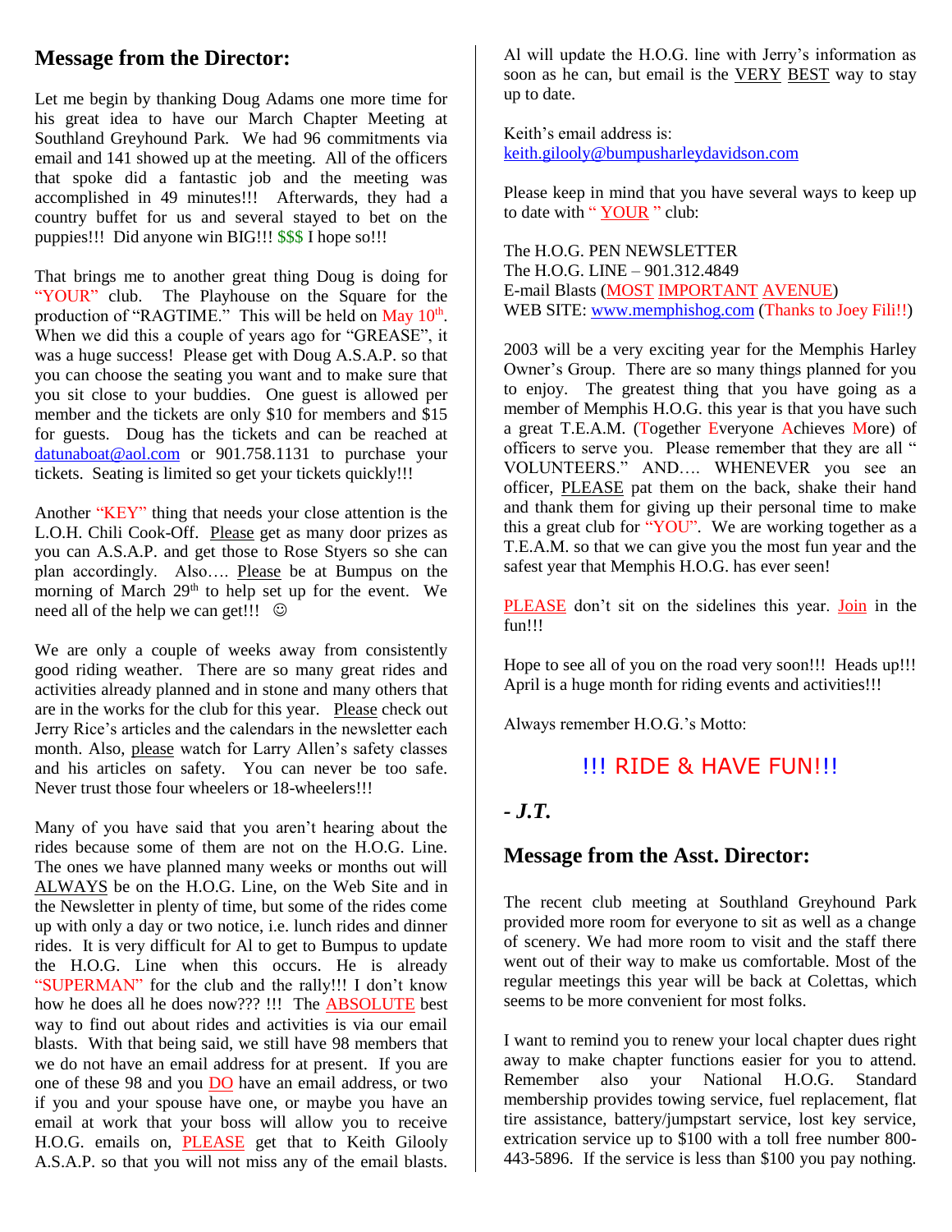## Message from the Director:

Let me begin by thanking Doug Adams one more time for his great idea to have our March Chapter Meeting at Southland Greyhound Park. We had 96 commitments via email and 141 showed up at the meeting. All of the officers that spoke did a fantastic job and the meeting was accomplished in 49 minutes!!! Afterwards, they had a country buffet for us and several stayed to bet on the puppies!!! Did anyone win BIG!!! $$$ I hope so!!!

That brings me to another great thing Doug is doing for "YOUR" club. The Playhouse on the Square for the production of "RAGTIME." This will be held on May 10th. When we did this a couple of years ago for "GREASE", it was a huge success! Please get with Doug A.S.A.P. so that you can choose the seating you want and to make sure that you sit close to your buddies. One guest is allowed per member and the tickets are only $10 for members and $15 for guests. Doug has the tickets and can be reached at datunaboat@aol.com or 901.758.1131 to purchase your tickets. Seating is limited so get your tickets quickly!!!

Another "KEY" thing that needs your close attention is the L.O.H. Chili Cook-Off. Please get as many door prizes as you can A.S.A.P. and get those to Rose Styers so she can plan accordingly. Also…. Please be at Bumpus on the morning of March 29th to help set up for the event. We need all of the help we can get!!! ☺

We are only a couple of weeks away from consistently good riding weather. There are so many great rides and activities already planned and in stone and many others that are in the works for the club for this year. Please check out Jerry Rice's articles and the calendars in the newsletter each month. Also, please watch for Larry Allen's safety classes and his articles on safety. You can never be too safe. Never trust those four wheelers or 18-wheelers!!!

Many of you have said that you aren't hearing about the rides because some of them are not on the H.O.G. Line. The ones we have planned many weeks or months out will ALWAYS be on the H.O.G. Line, on the Web Site and in the Newsletter in plenty of time, but some of the rides come up with only a day or two notice, i.e. lunch rides and dinner rides. It is very difficult for Al to get to Bumpus to update the H.O.G. Line when this occurs. He is already "SUPERMAN" for the club and the rally!!! I don't know how he does all he does now??? !!! The ABSOLUTE best way to find out about rides and activities is via our email blasts. With that being said, we still have 98 members that we do not have an email address for at present. If you are one of these 98 and you DO have an email address, or two if you and your spouse have one, or maybe you have an email at work that your boss will allow you to receive H.O.G. emails on, PLEASE get that to Keith Gilooly A.S.A.P. so that you will not miss any of the email blasts. Al will update the H.O.G. line with Jerry's information as soon as he can, but email is the VERY BEST way to stay up to date.

Keith's email address is:
keith.gilooly@bumpusharleydavidson.com

Please keep in mind that you have several ways to keep up to date with " YOUR " club:

The H.O.G. PEN NEWSLETTER
The H.O.G. LINE – 901.312.4849
E-mail Blasts (MOST IMPORTANT AVENUE)
WEB SITE: www.memphishog.com (Thanks to Joey Fili!!)

2003 will be a very exciting year for the Memphis Harley Owner's Group. There are so many things planned for you to enjoy. The greatest thing that you have going as a member of Memphis H.O.G. this year is that you have such a great T.E.A.M. (Together Everyone Achieves More) of officers to serve you. Please remember that they are all " VOLUNTEERS." AND…. WHENEVER you see an officer, PLEASE pat them on the back, shake their hand and thank them for giving up their personal time to make this a great club for "YOU". We are working together as a T.E.A.M. so that we can give you the most fun year and the safest year that Memphis H.O.G. has ever seen!

PLEASE don't sit on the sidelines this year. Join in the fun!!!

Hope to see all of you on the road very soon!!! Heads up!!! April is a huge month for riding events and activities!!!

Always remember H.O.G.'s Motto:

!!! RIDE & HAVE FUN!!!

***- J.T.***

## Message from the Asst. Director:

The recent club meeting at Southland Greyhound Park provided more room for everyone to sit as well as a change of scenery. We had more room to visit and the staff there went out of their way to make us comfortable. Most of the regular meetings this year will be back at Colettas, which seems to be more convenient for most folks.

I want to remind you to renew your local chapter dues right away to make chapter functions easier for you to attend. Remember also your National H.O.G. Standard membership provides towing service, fuel replacement, flat tire assistance, battery/jumpstart service, lost key service, extrication service up to $100 with a toll free number 800-443-5896. If the service is less than $100 you pay nothing.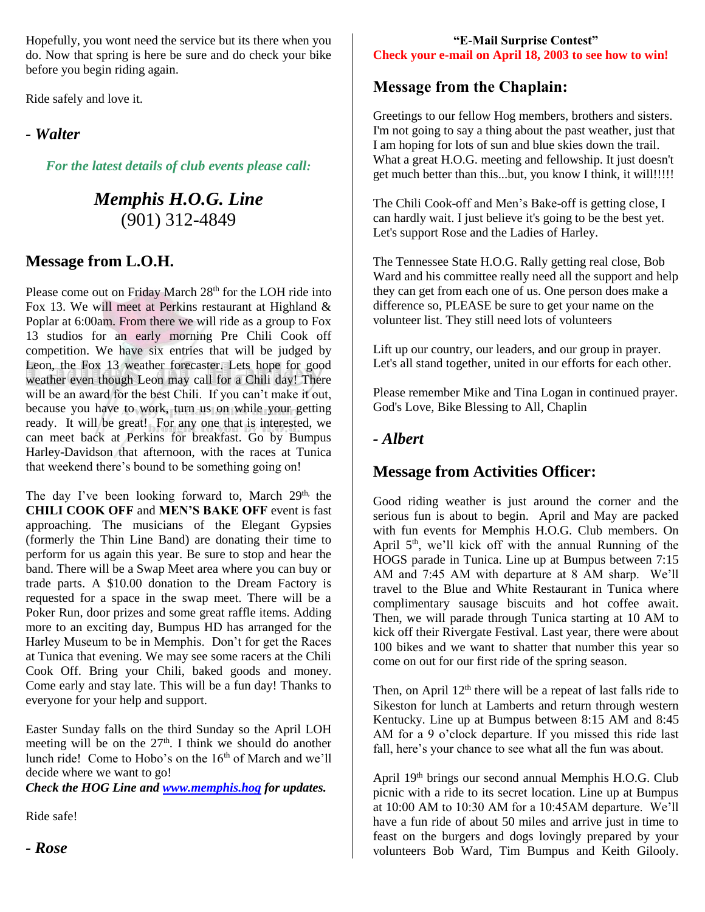Hopefully, you wont need the service but its there when you do. Now that spring is here be sure and do check your bike before you begin riding again.

Ride safely and love it.

***- Walter***

***For the latest details of club events please call:***

## *Memphis H.O.G. Line*
## (901) 312-4849

## Message from L.O.H.

Please come out on Friday March 28th for the LOH ride into Fox 13. We will meet at Perkins restaurant at Highland & Poplar at 6:00am. From there we will ride as a group to Fox 13 studios for an early morning Pre Chili Cook off competition. We have six entries that will be judged by Leon, the Fox 13 weather forecaster. Lets hope for good weather even though Leon may call for a Chili day! There will be an award for the best Chili. If you can't make it out, because you have to work, turn us on while your getting ready. It will be great! For any one that is interested, we can meet back at Perkins for breakfast. Go by Bumpus Harley-Davidson that afternoon, with the races at Tunica that weekend there's bound to be something going on!

The day I've been looking forward to, March 29th, the **CHILI COOK OFF** and **MEN'S BAKE OFF** event is fast approaching. The musicians of the Elegant Gypsies (formerly the Thin Line Band) are donating their time to perform for us again this year. Be sure to stop and hear the band. There will be a Swap Meet area where you can buy or trade parts. A $10.00 donation to the Dream Factory is requested for a space in the swap meet. There will be a Poker Run, door prizes and some great raffle items. Adding more to an exciting day, Bumpus HD has arranged for the Harley Museum to be in Memphis. Don't for get the Races at Tunica that evening. We may see some racers at the Chili Cook Off. Bring your Chili, baked goods and money. Come early and stay late. This will be a fun day! Thanks to everyone for your help and support.

Easter Sunday falls on the third Sunday so the April LOH meeting will be on the 27th. I think we should do another lunch ride! Come to Hobo's on the 16th of March and we'll decide where we want to go!
***Check the HOG Line and [www.memphis.hog](www.memphis.hog) for updates.***

Ride safe!

***- Rose***

**"E-Mail Surprise Contest"**
**Check your e-mail on April 18, 2003 to see how to win!**

## Message from the Chaplain:

Greetings to our fellow Hog members, brothers and sisters. I'm not going to say a thing about the past weather, just that I am hoping for lots of sun and blue skies down the trail. What a great H.O.G. meeting and fellowship. It just doesn't get much better than this...but, you know I think, it will!!!!!

The Chili Cook-off and Men's Bake-off is getting close, I can hardly wait. I just believe it's going to be the best yet. Let's support Rose and the Ladies of Harley.

The Tennessee State H.O.G. Rally getting real close, Bob Ward and his committee really need all the support and help they can get from each one of us. One person does make a difference so, PLEASE be sure to get your name on the volunteer list. They still need lots of volunteers

Lift up our country, our leaders, and our group in prayer. Let's all stand together, united in our efforts for each other.

Please remember Mike and Tina Logan in continued prayer. God's Love, Bike Blessing to All, Chaplin

***- Albert***

## Message from Activities Officer:

Good riding weather is just around the corner and the serious fun is about to begin. April and May are packed with fun events for Memphis H.O.G. Club members. On April 5th, we'll kick off with the annual Running of the HOGS parade in Tunica. Line up at Bumpus between 7:15 AM and 7:45 AM with departure at 8 AM sharp. We'll travel to the Blue and White Restaurant in Tunica where complimentary sausage biscuits and hot coffee await. Then, we will parade through Tunica starting at 10 AM to kick off their Rivergate Festival. Last year, there were about 100 bikes and we want to shatter that number this year so come on out for our first ride of the spring season.

Then, on April 12th there will be a repeat of last falls ride to Sikeston for lunch at Lamberts and return through western Kentucky. Line up at Bumpus between 8:15 AM and 8:45 AM for a 9 o'clock departure. If you missed this ride last fall, here's your chance to see what all the fun was about.

April 19th brings our second annual Memphis H.O.G. Club picnic with a ride to its secret location. Line up at Bumpus at 10:00 AM to 10:30 AM for a 10:45AM departure. We'll have a fun ride of about 50 miles and arrive just in time to feast on the burgers and dogs lovingly prepared by your volunteers Bob Ward, Tim Bumpus and Keith Gilooly.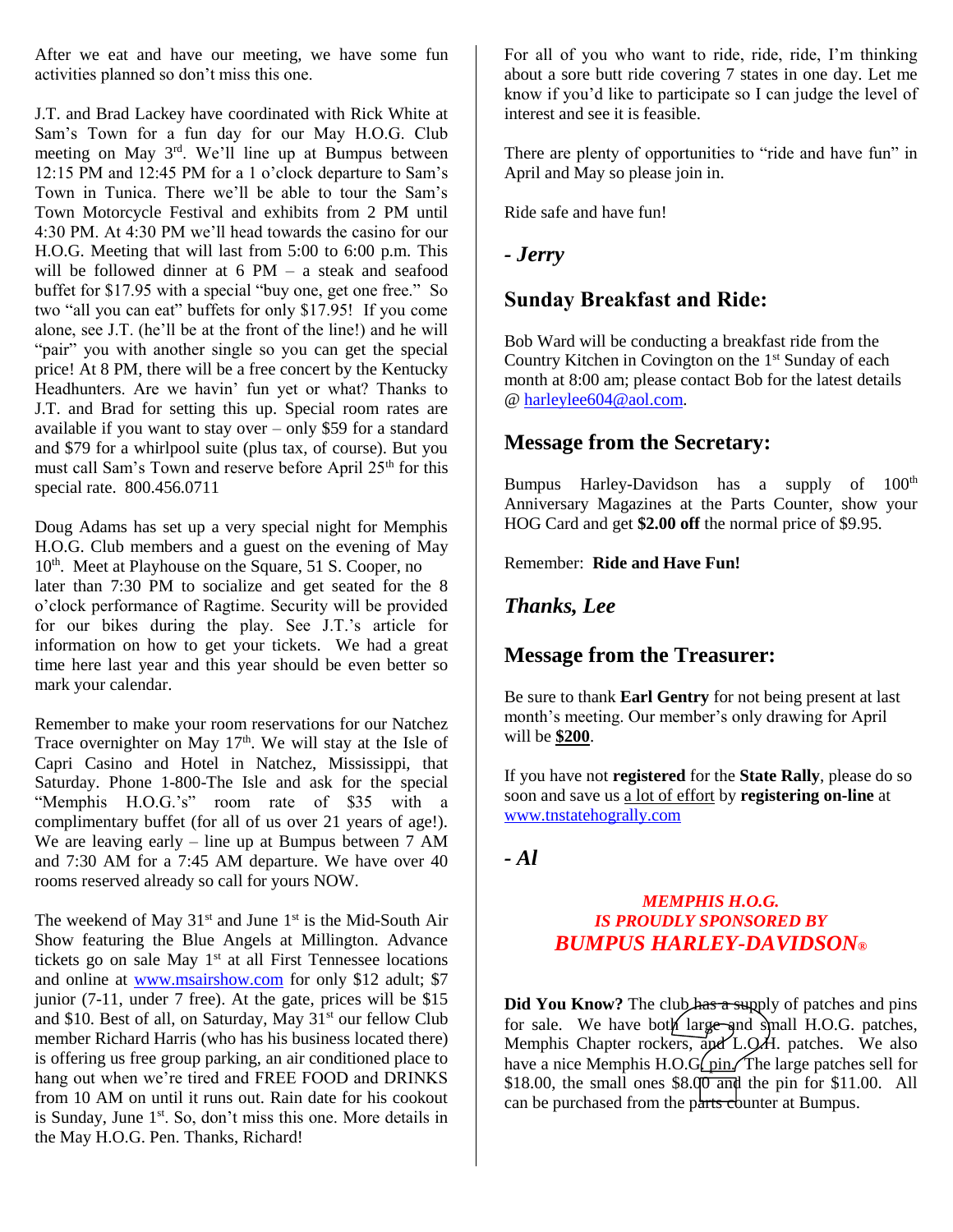After we eat and have our meeting, we have some fun activities planned so don't miss this one.

J.T. and Brad Lackey have coordinated with Rick White at Sam's Town for a fun day for our May H.O.G. Club meeting on May 3rd. We'll line up at Bumpus between 12:15 PM and 12:45 PM for a 1 o'clock departure to Sam's Town in Tunica. There we'll be able to tour the Sam's Town Motorcycle Festival and exhibits from 2 PM until 4:30 PM. At 4:30 PM we'll head towards the casino for our H.O.G. Meeting that will last from 5:00 to 6:00 p.m. This will be followed dinner at 6 PM – a steak and seafood buffet for $17.95 with a special "buy one, get one free." So two "all you can eat" buffets for only $17.95! If you come alone, see J.T. (he'll be at the front of the line!) and he will "pair" you with another single so you can get the special price! At 8 PM, there will be a free concert by the Kentucky Headhunters. Are we havin' fun yet or what? Thanks to J.T. and Brad for setting this up. Special room rates are available if you want to stay over – only $59 for a standard and $79 for a whirlpool suite (plus tax, of course). But you must call Sam's Town and reserve before April 25th for this special rate. 800.456.0711

Doug Adams has set up a very special night for Memphis H.O.G. Club members and a guest on the evening of May 10th. Meet at Playhouse on the Square, 51 S. Cooper, no later than 7:30 PM to socialize and get seated for the 8 o'clock performance of Ragtime. Security will be provided for our bikes during the play. See J.T.'s article for information on how to get your tickets. We had a great time here last year and this year should be even better so mark your calendar.

Remember to make your room reservations for our Natchez Trace overnighter on May 17th. We will stay at the Isle of Capri Casino and Hotel in Natchez, Mississippi, that Saturday. Phone 1-800-The Isle and ask for the special "Memphis H.O.G.'s" room rate of $35 with a complimentary buffet (for all of us over 21 years of age!). We are leaving early – line up at Bumpus between 7 AM and 7:30 AM for a 7:45 AM departure. We have over 40 rooms reserved already so call for yours NOW.

The weekend of May 31st and June 1st is the Mid-South Air Show featuring the Blue Angels at Millington. Advance tickets go on sale May 1st at all First Tennessee locations and online at www.msairshow.com for only $12 adult; $7 junior (7-11, under 7 free). At the gate, prices will be $15 and $10. Best of all, on Saturday, May 31st our fellow Club member Richard Harris (who has his business located there) is offering us free group parking, an air conditioned place to hang out when we're tired and FREE FOOD and DRINKS from 10 AM on until it runs out. Rain date for his cookout is Sunday, June 1st. So, don't miss this one. More details in the May H.O.G. Pen. Thanks, Richard!

For all of you who want to ride, ride, ride, I'm thinking about a sore butt ride covering 7 states in one day. Let me know if you'd like to participate so I can judge the level of interest and see it is feasible.

There are plenty of opportunities to "ride and have fun" in April and May so please join in.

Ride safe and have fun!

***- Jerry***

## Sunday Breakfast and Ride:

Bob Ward will be conducting a breakfast ride from the Country Kitchen in Covington on the 1st Sunday of each month at 8:00 am; please contact Bob for the latest details @ harleylee604@aol.com.

## Message from the Secretary:

Bumpus Harley-Davidson has a supply of 100th Anniversary Magazines at the Parts Counter, show your HOG Card and get **$2.00 off** the normal price of $9.95.

Remember: **Ride and Have Fun!**

***Thanks, Lee***

## Message from the Treasurer:

Be sure to thank **Earl Gentry** for not being present at last month's meeting. Our member's only drawing for April will be **$200**.

If you have not **registered** for the **State Rally**, please do so soon and save us a lot of effort by **registering on-line** at www.tnstatehogrally.com

***- Al***

***MEMPHIS H.O.G.***
***IS PROUDLY SPONSORED BY***
***BUMPUS HARLEY-DAVIDSON®***

**Did You Know?** The club has a supply of patches and pins for sale. We have both large and small H.O.G. patches, Memphis Chapter rockers, and L.O.H. patches. We also have a nice Memphis H.O.G. pin. The large patches sell for $18.00, the small ones $8.00 and the pin for $11.00. All can be purchased from the parts counter at Bumpus.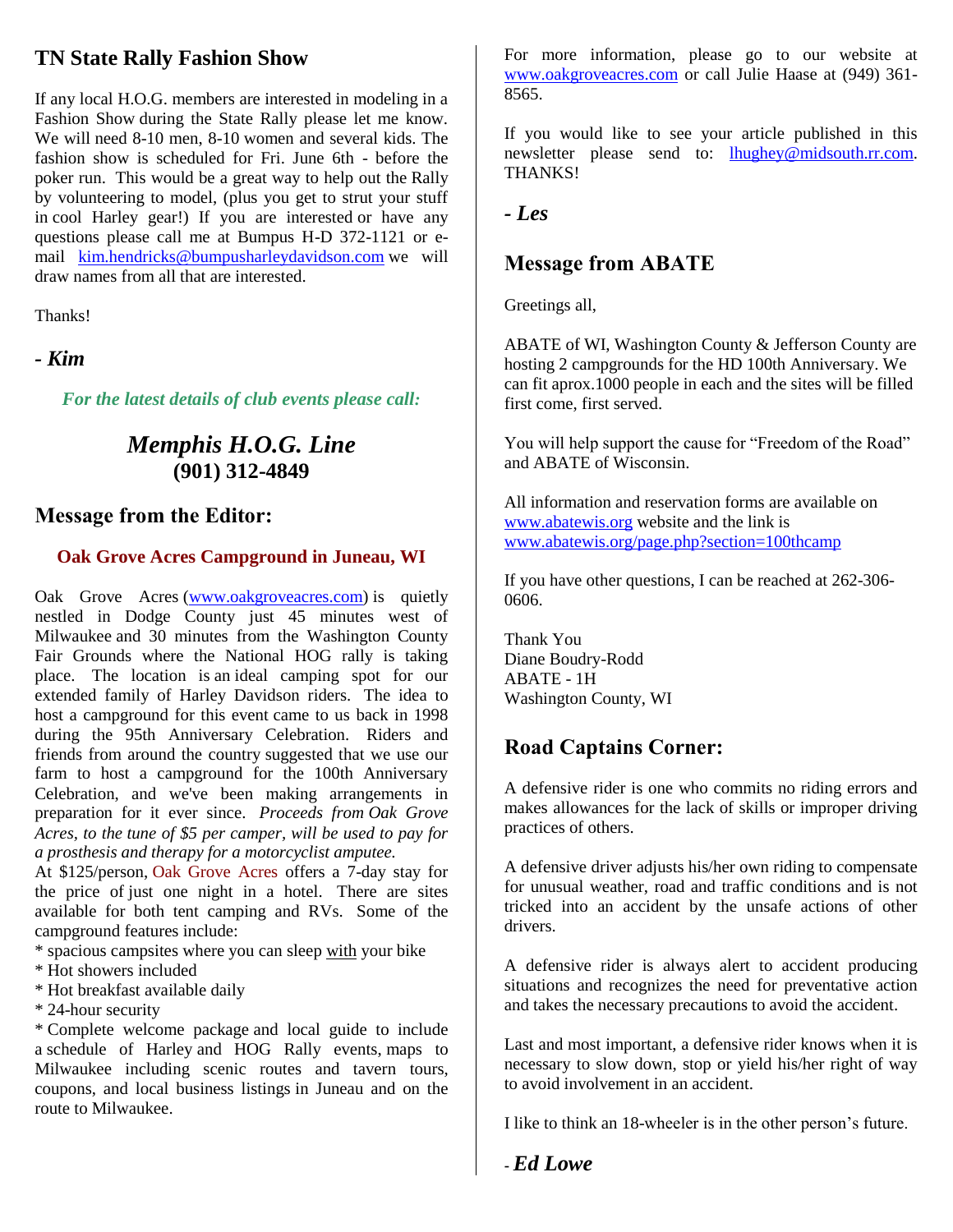## TN State Rally Fashion Show

If any local H.O.G. members are interested in modeling in a Fashion Show during the State Rally please let me know. We will need 8-10 men, 8-10 women and several kids. The fashion show is scheduled for Fri. June 6th - before the poker run. This would be a great way to help out the Rally by volunteering to model, (plus you get to strut your stuff in cool Harley gear!) If you are interested or have any questions please call me at Bumpus H-D 372-1121 or e-mail kim.hendricks@bumpusharleydavidson.com we will draw names from all that are interested.

Thanks!

***- Kim***

*For the latest details of club events please call:*

### *Memphis H.O.G. Line*
**(901) 312-4849**

## Message from the Editor:

### Oak Grove Acres Campground in Juneau, WI

Oak Grove Acres (www.oakgroveacres.com) is quietly nestled in Dodge County just 45 minutes west of Milwaukee and 30 minutes from the Washington County Fair Grounds where the National HOG rally is taking place. The location is an ideal camping spot for our extended family of Harley Davidson riders. The idea to host a campground for this event came to us back in 1998 during the 95th Anniversary Celebration. Riders and friends from around the country suggested that we use our farm to host a campground for the 100th Anniversary Celebration, and we've been making arrangements in preparation for it ever since. *Proceeds from Oak Grove Acres, to the tune of $5 per camper, will be used to pay for a prosthesis and therapy for a motorcyclist amputee.*

At $125/person, Oak Grove Acres offers a 7-day stay for the price of just one night in a hotel. There are sites available for both tent camping and RVs. Some of the campground features include:

* spacious campsites where you can sleep with your bike
* Hot showers included
* Hot breakfast available daily
* 24-hour security
* Complete welcome package and local guide to include a schedule of Harley and HOG Rally events, maps to Milwaukee including scenic routes and tavern tours, coupons, and local business listings in Juneau and on the route to Milwaukee.

For more information, please go to our website at www.oakgroveacres.com or call Julie Haase at (949) 361-8565.

If you would like to see your article published in this newsletter please send to: lhughey@midsouth.rr.com. THANKS!

***- Les***

## Message from ABATE

Greetings all,

ABATE of WI, Washington County & Jefferson County are hosting 2 campgrounds for the HD 100th Anniversary. We can fit aprox.1000 people in each and the sites will be filled first come, first served.

You will help support the cause for "Freedom of the Road" and ABATE of Wisconsin.

All information and reservation forms are available on www.abatewis.org website and the link is www.abatewis.org/page.php?section=100thcamp

If you have other questions, I can be reached at 262-306-0606.

Thank You
Diane Boudry-Rodd
ABATE - 1H
Washington County, WI

## Road Captains Corner:

A defensive rider is one who commits no riding errors and makes allowances for the lack of skills or improper driving practices of others.

A defensive driver adjusts his/her own riding to compensate for unusual weather, road and traffic conditions and is not tricked into an accident by the unsafe actions of other drivers.

A defensive rider is always alert to accident producing situations and recognizes the need for preventative action and takes the necessary precautions to avoid the accident.

Last and most important, a defensive rider knows when it is necessary to slow down, stop or yield his/her right of way to avoid involvement in an accident.

I like to think an 18-wheeler is in the other person's future.

***- Ed Lowe***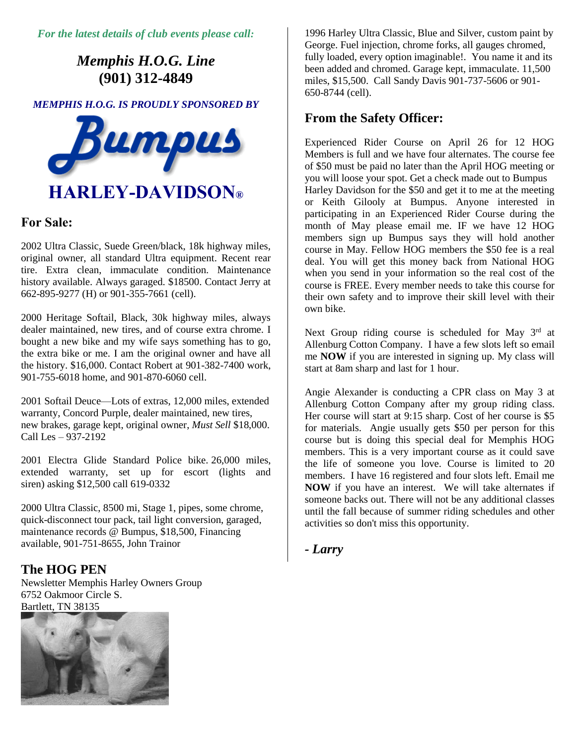*For the latest details of club events please call:*

***Memphis H.O.G. Line***
**(901) 312-4849**

***MEMPHIS H.O.G. IS PROUDLY SPONSORED BY***

**Bumpus**
**HARLEY-DAVIDSON®**

## For Sale:

2002 Ultra Classic, Suede Green/black, 18k highway miles, original owner, all standard Ultra equipment. Recent rear tire. Extra clean, immaculate condition. Maintenance history available. Always garaged. $18500. Contact Jerry at 662-895-9277 (H) or 901-355-7661 (cell).

2000 Heritage Softail, Black, 30k highway miles, always dealer maintained, new tires, and of course extra chrome. I bought a new bike and my wife says something has to go, the extra bike or me. I am the original owner and have all the history. $16,000. Contact Robert at 901-382-7400 work, 901-755-6018 home, and 901-870-6060 cell.

2001 Softail Deuce—Lots of extras, 12,000 miles, extended warranty, Concord Purple, dealer maintained, new tires, new brakes, garage kept, original owner, *Must Sell* $18,000. Call Les – 937-2192

2001 Electra Glide Standard Police bike. 26,000 miles, extended warranty, set up for escort (lights and siren) asking $12,500 call 619-0332

2000 Ultra Classic, 8500 mi, Stage 1, pipes, some chrome, quick-disconnect tour pack, tail light conversion, garaged, maintenance records @ Bumpus, $18,500, Financing available, 901-751-8655, John Trainor

1996 Harley Ultra Classic, Blue and Silver, custom paint by George. Fuel injection, chrome forks, all gauges chromed, fully loaded, every option imaginable!. You name it and its been added and chromed. Garage kept, immaculate. 11,500 miles, $15,500. Call Sandy Davis 901-737-5606 or 901-650-8744 (cell).

## The HOG PEN

Newsletter Memphis Harley Owners Group
6752 Oakmoor Circle S.
Bartlett, TN 38135

## From the Safety Officer:

Experienced Rider Course on April 26 for 12 HOG Members is full and we have four alternates. The course fee of $50 must be paid no later than the April HOG meeting or you will loose your spot. Get a check made out to Bumpus Harley Davidson for the $50 and get it to me at the meeting or Keith Gilooly at Bumpus. Anyone interested in participating in an Experienced Rider Course during the month of May please email me. IF we have 12 HOG members sign up Bumpus says they will hold another course in May. Fellow HOG members the $50 fee is a real deal. You will get this money back from National HOG when you send in your information so the real cost of the course is FREE. Every member needs to take this course for their own safety and to improve their skill level with their own bike.

Next Group riding course is scheduled for May 3rd at Allenburg Cotton Company. I have a few slots left so email me **NOW** if you are interested in signing up. My class will start at 8am sharp and last for 1 hour.

Angie Alexander is conducting a CPR class on May 3 at Allenburg Cotton Company after my group riding class. Her course will start at 9:15 sharp. Cost of her course is $5 for materials. Angie usually gets $50 per person for this course but is doing this special deal for Memphis HOG members. This is a very important course as it could save the life of someone you love. Course is limited to 20 members. I have 16 registered and four slots left. Email me **NOW** if you have an interest. We will take alternates if someone backs out. There will not be any additional classes until the fall because of summer riding schedules and other activities so don't miss this opportunity.

***- Larry***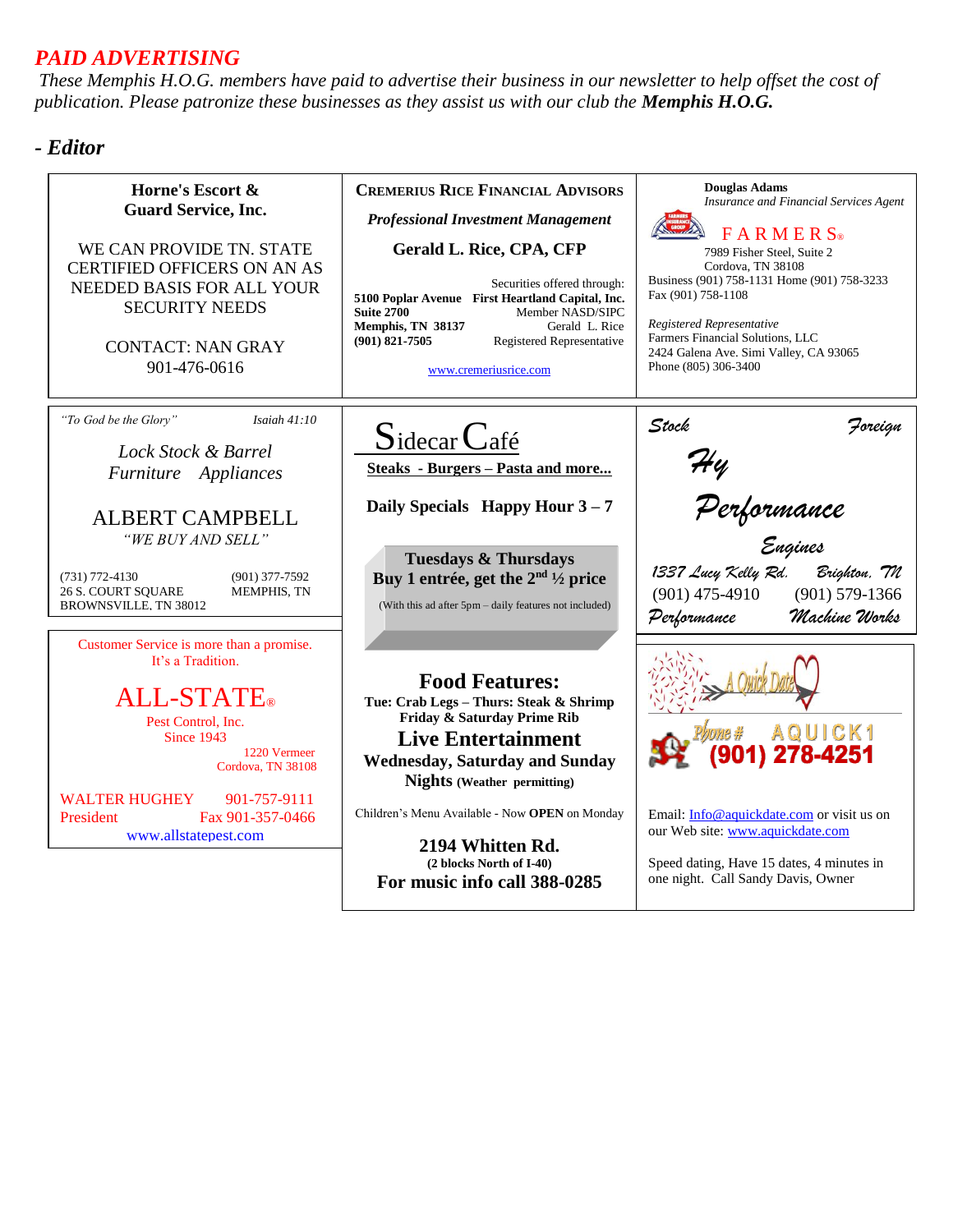## *PAID ADVERTISING*

*These Memphis H.O.G. members have paid to advertise their business in our newsletter to help offset the cost of publication. Please patronize these businesses as they assist us with our club the **Memphis H.O.G.***

### *- Editor*

---

**Horne's Escort & Guard Service, Inc.**

WE CAN PROVIDE TN. STATE CERTIFIED OFFICERS ON AN AS NEEDED BASIS FOR ALL YOUR SECURITY NEEDS

CONTACT: NAN GRAY
901-476-0616

---

**CREMERIUS RICE FINANCIAL ADVISORS**

***Professional Investment Management***

**Gerald L. Rice, CPA, CFP**

**5100 Poplar Avenue**
**Suite 2700**
**Memphis, TN 38137**
**(901) 821-7505**

Securities offered through:
**First Heartland Capital, Inc.**
Member NASD/SIPC
Gerald L. Rice
Registered Representative

www.cremeriusrice.com

---

**Douglas Adams**
*Insurance and Financial Services Agent*

FARMERS®

7989 Fisher Steel, Suite 2
Cordova, TN 38108
Business (901) 758-1131 Home (901) 758-3233
Fax (901) 758-1108

*Registered Representative*
Farmers Financial Solutions, LLC
2424 Galena Ave. Simi Valley, CA 93065
Phone (805) 306-3400

---

*"To God be the Glory"* *Isaiah 41:10*

*Lock Stock & Barrel*
*Furniture Appliances*

ALBERT CAMPBELL
*"WE BUY AND SELL"*

(731) 772-4130
26 S. COURT SQUARE
BROWNSVILLE, TN 38012

(901) 377-7592
MEMPHIS, TN

---

Sidecar Café

**Steaks - Burgers – Pasta and more...**

**Daily Specials Happy Hour 3 – 7**

**Tuesdays & Thursdays**
**Buy 1 entrée, get the 2nd ½ price**
(With this ad after 5pm – daily features not included)

**Food Features:**
**Tue: Crab Legs – Thurs: Steak & Shrimp**
**Friday & Saturday Prime Rib**

**Live Entertainment**
**Wednesday, Saturday and Sunday Nights** (Weather permitting)

Children's Menu Available - Now **OPEN** on Monday

**2194 Whitten Rd.**
**(2 blocks North of I-40)**
**For music info call 388-0285**

---

*Stock* *Foreign*

*Hy Performance Engines*

*1337 Lucy Kelly Rd.* *Brighton, TN*
(901) 475-4910 (901) 579-1366
*Performance* *Machine Works*

---

Customer Service is more than a promise.
It's a Tradition.

ALL-STATE®
Pest Control, Inc.
Since 1943

1220 Vermeer
Cordova, TN 38108

WALTER HUGHEY 901-757-9111
President Fax 901-357-0466
www.allstatepest.com

---

A Quick Date

Phone # AQUICK1
(901) 278-4251

Email: Info@aquickdate.com or visit us on our Web site: www.aquickdate.com

Speed dating, Have 15 dates, 4 minutes in one night. Call Sandy Davis, Owner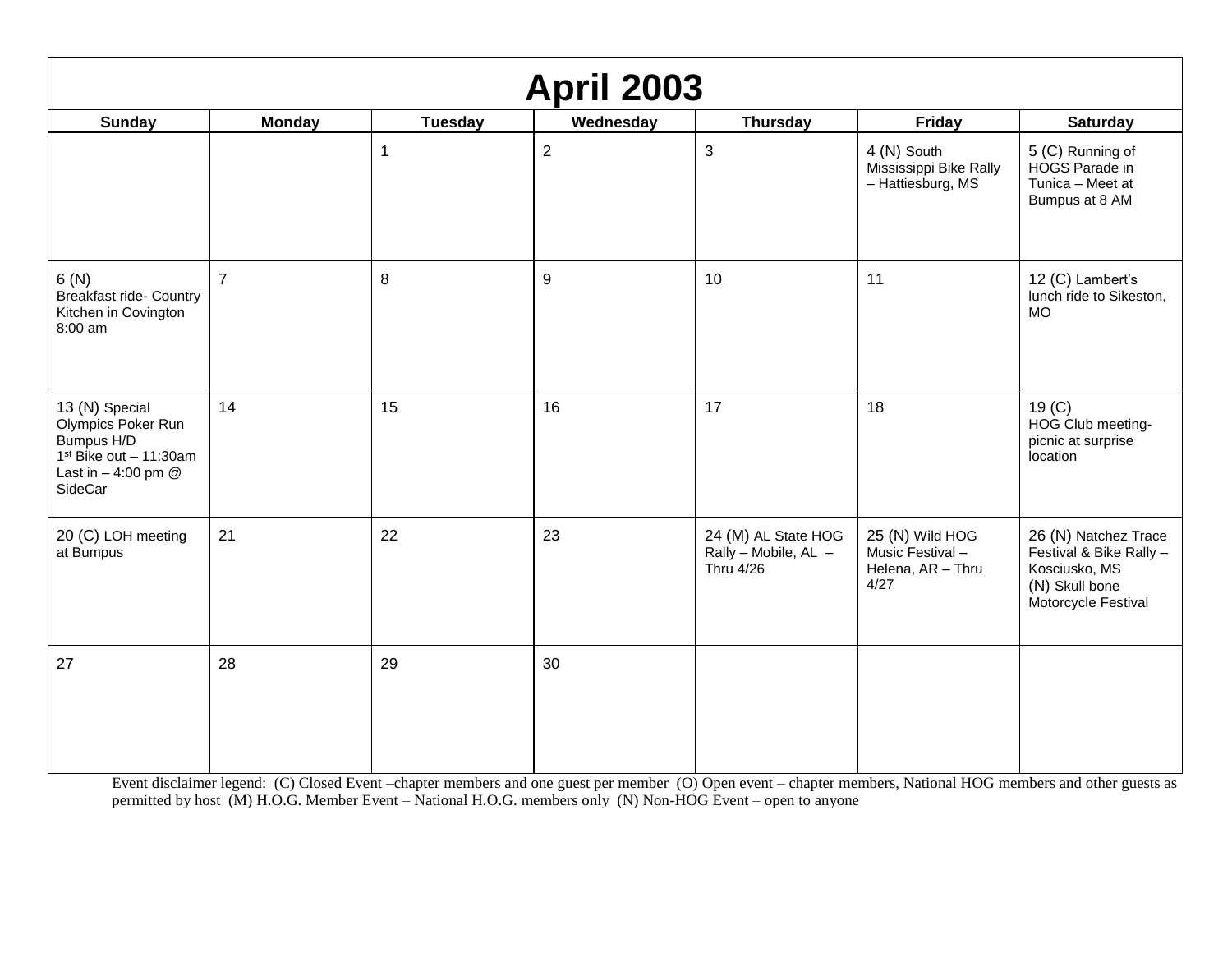# April 2003

| Sunday | Monday | Tuesday | Wednesday | Thursday | Friday | Saturday |
|---|---|---|---|---|---|---|
| | | 1 | 2 | 3 | 4 (N) South Mississippi Bike Rally – Hattiesburg, MS | 5 (C) Running of HOGS Parade in Tunica – Meet at Bumpus at 8 AM |
| 6 (N) Breakfast ride- Country Kitchen in Covington 8:00 am | 7 | 8 | 9 | 10 | 11 | 12 (C) Lambert's lunch ride to Sikeston, MO |
| 13 (N) Special Olympics Poker Run Bumpus H/D 1st Bike out – 11:30am Last in – 4:00 pm @ SideCar | 14 | 15 | 16 | 17 | 18 | 19 (C) HOG Club meeting- picnic at surprise location |
| 20 (C) LOH meeting at Bumpus | 21 | 22 | 23 | 24 (M) AL State HOG Rally – Mobile, AL – Thru 4/26 | 25 (N) Wild HOG Music Festival – Helena, AR – Thru 4/27 | 26 (N) Natchez Trace Festival & Bike Rally – Kosciusko, MS (N) Skull bone Motorcycle Festival |
| 27 | 28 | 29 | 30 | | | |

Event disclaimer legend: (C) Closed Event –chapter members and one guest per member (O) Open event – chapter members, National HOG members and other guests as permitted by host (M) H.O.G. Member Event – National H.O.G. members only (N) Non-HOG Event – open to anyone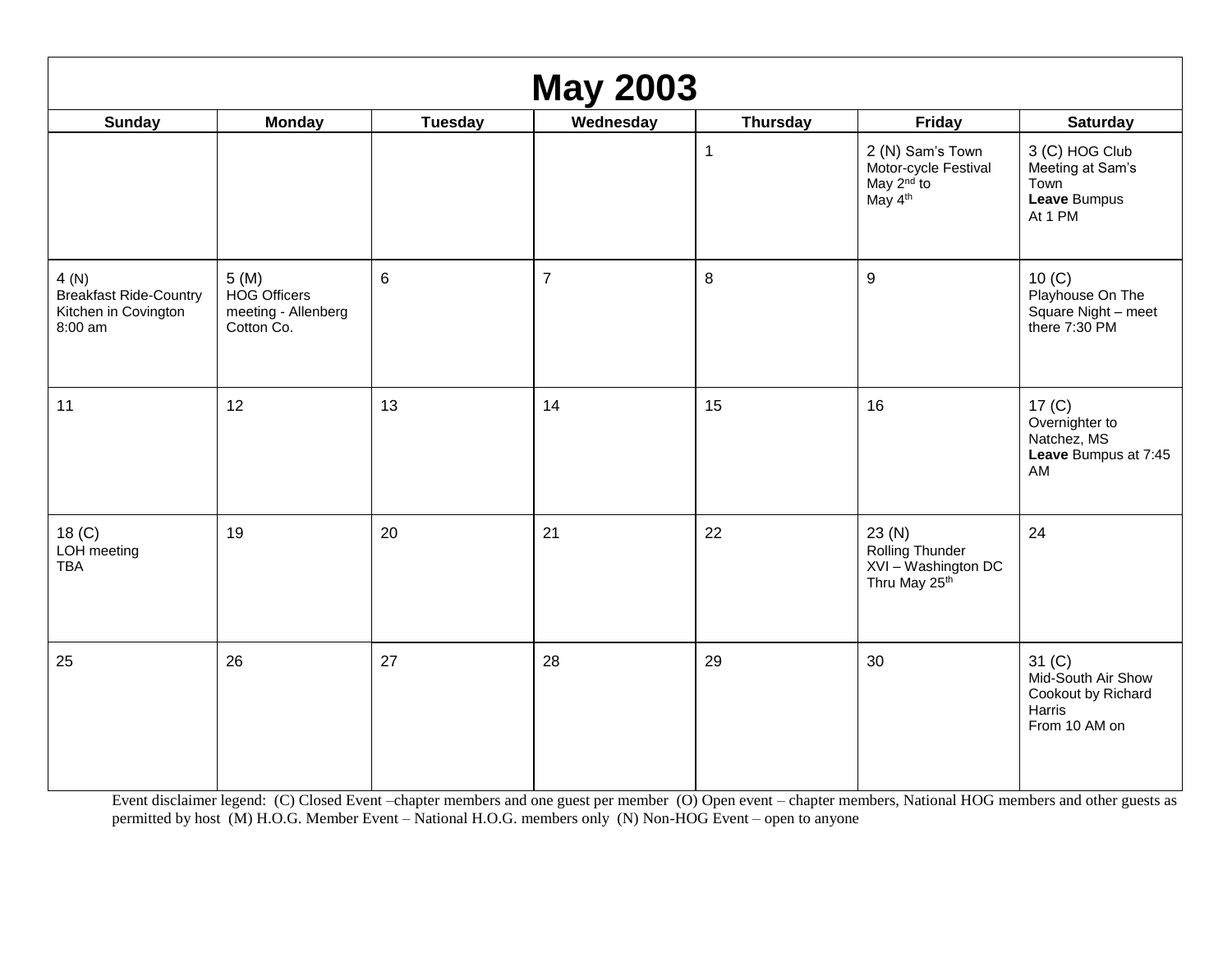# May 2003

| Sunday | Monday | Tuesday | Wednesday | Thursday | Friday | Saturday |
|---|---|---|---|---|---|---|
| | | | | 1 | 2 (N) Sam's Town Motor-cycle Festival May 2nd to May 4th | 3 (C) HOG Club Meeting at Sam's Town **Leave** Bumpus At 1 PM |
| 4 (N) Breakfast Ride-Country Kitchen in Covington 8:00 am | 5 (M) HOG Officers meeting - Allenberg Cotton Co. | 6 | 7 | 8 | 9 | 10 (C) Playhouse On The Square Night – meet there 7:30 PM |
| 11 | 12 | 13 | 14 | 15 | 16 | 17 (C) Overnighter to Natchez, MS **Leave** Bumpus at 7:45 AM |
| 18 (C) LOH meeting TBA | 19 | 20 | 21 | 22 | 23 (N) Rolling Thunder XVI – Washington DC Thru May 25th | 24 |
| 25 | 26 | 27 | 28 | 29 | 30 | 31 (C) Mid-South Air Show Cookout by Richard Harris From 10 AM on |

Event disclaimer legend: (C) Closed Event –chapter members and one guest per member (O) Open event – chapter members, National HOG members and other guests as permitted by host (M) H.O.G. Member Event – National H.O.G. members only (N) Non-HOG Event – open to anyone